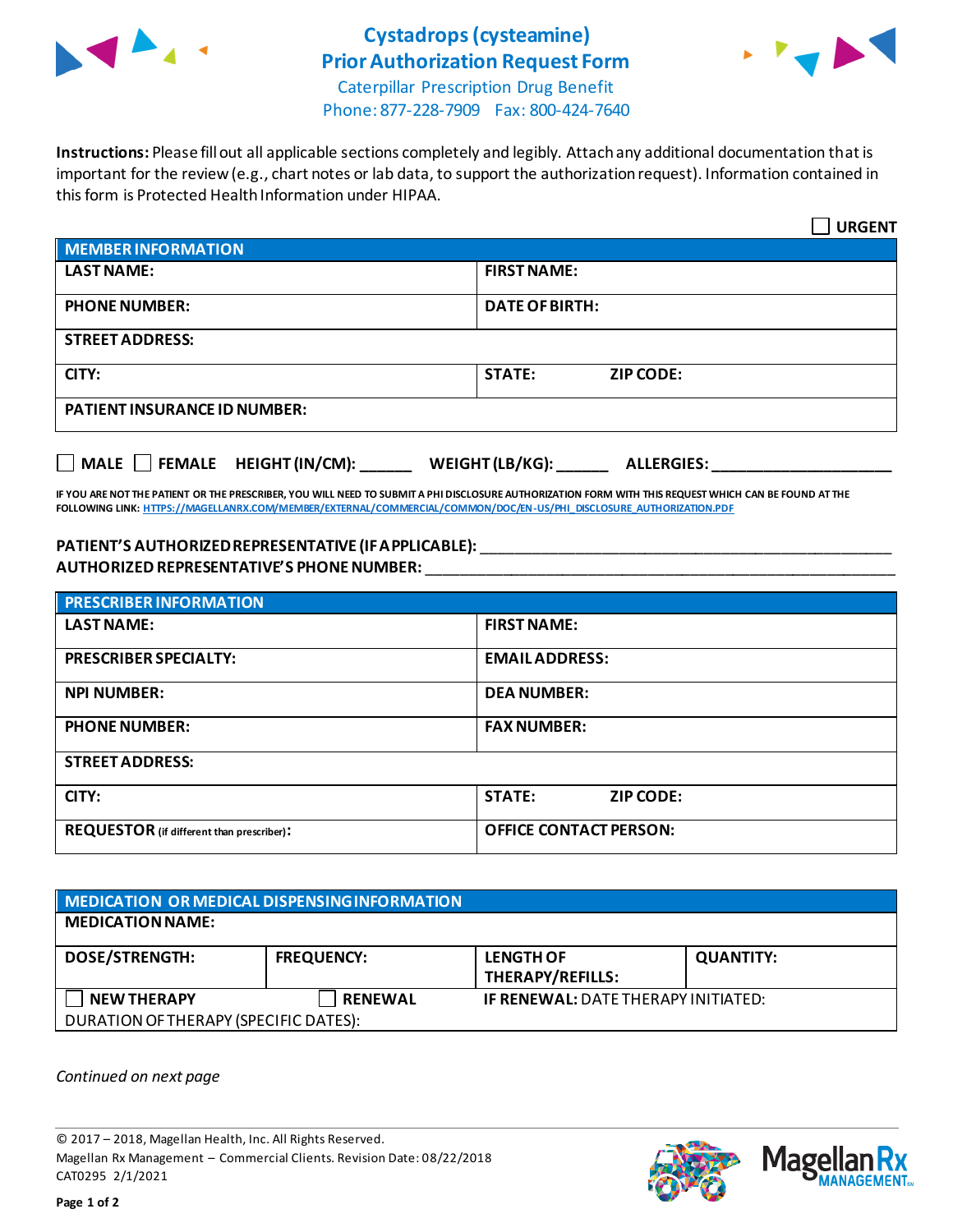# Cystadrops (cysteamine)
# Prior Authorization Request Form

Caterpillar Prescription Drug Benefit
Phone: 877-228-7909 Fax: 800-424-7640

**Instructions:** Please fill out all applicable sections completely and legibly. Attach any additional documentation that is important for the review (e.g., chart notes or lab data, to support the authorization request). Information contained in this form is Protected Health Information under HIPAA.

☐ **URGENT**

| **MEMBER INFORMATION** | | |
|---|---|---|
| **LAST NAME:** | **FIRST NAME:** | |
| **PHONE NUMBER:** | **DATE OF BIRTH:** | |
| **STREET ADDRESS:** | | |
| **CITY:** | **STATE:** | **ZIP CODE:** |
| **PATIENT INSURANCE ID NUMBER:** | | |

☐ **MALE** ☐ **FEMALE** **HEIGHT (IN/CM):** ______ **WEIGHT (LB/KG):** ______ **ALLERGIES:** ____________________

**IF YOU ARE NOT THE PATIENT OR THE PRESCRIBER, YOU WILL NEED TO SUBMIT A PHI DISCLOSURE AUTHORIZATION FORM WITH THIS REQUEST WHICH CAN BE FOUND AT THE FOLLOWING LINK: HTTPS://MAGELLANRX.COM/MEMBER/EXTERNAL/COMMERCIAL/COMMON/DOC/EN-US/PHI_DISCLOSURE_AUTHORIZATION.PDF**

**PATIENT'S AUTHORIZED REPRESENTATIVE (IF APPLICABLE):** ____________________________________________
**AUTHORIZED REPRESENTATIVE'S PHONE NUMBER:** ____________________________________________

| **PRESCRIBER INFORMATION** | | |
|---|---|---|
| **LAST NAME:** | **FIRST NAME:** | |
| **PRESCRIBER SPECIALTY:** | **EMAIL ADDRESS:** | |
| **NPI NUMBER:** | **DEA NUMBER:** | |
| **PHONE NUMBER:** | **FAX NUMBER:** | |
| **STREET ADDRESS:** | | |
| **CITY:** | **STATE:** | **ZIP CODE:** |
| **REQUESTOR** (if different than prescriber)**:** | **OFFICE CONTACT PERSON:** | |

| **MEDICATION OR MEDICAL DISPENSING INFORMATION** | | | |
|---|---|---|---|
| **MEDICATION NAME:** | | | |
| **DOSE/STRENGTH:** | **FREQUENCY:** | **LENGTH OF THERAPY/REFILLS:** | **QUANTITY:** |
| ☐ **NEW THERAPY** | ☐ **RENEWAL** | **IF RENEWAL:** DATE THERAPY INITIATED: | |
| DURATION OF THERAPY (SPECIFIC DATES): | | | |

*Continued on next page*

© 2017 – 2018, Magellan Health, Inc. All Rights Reserved.
Magellan Rx Management – Commercial Clients. Revision Date: 08/22/2018
CAT0295 2/1/2021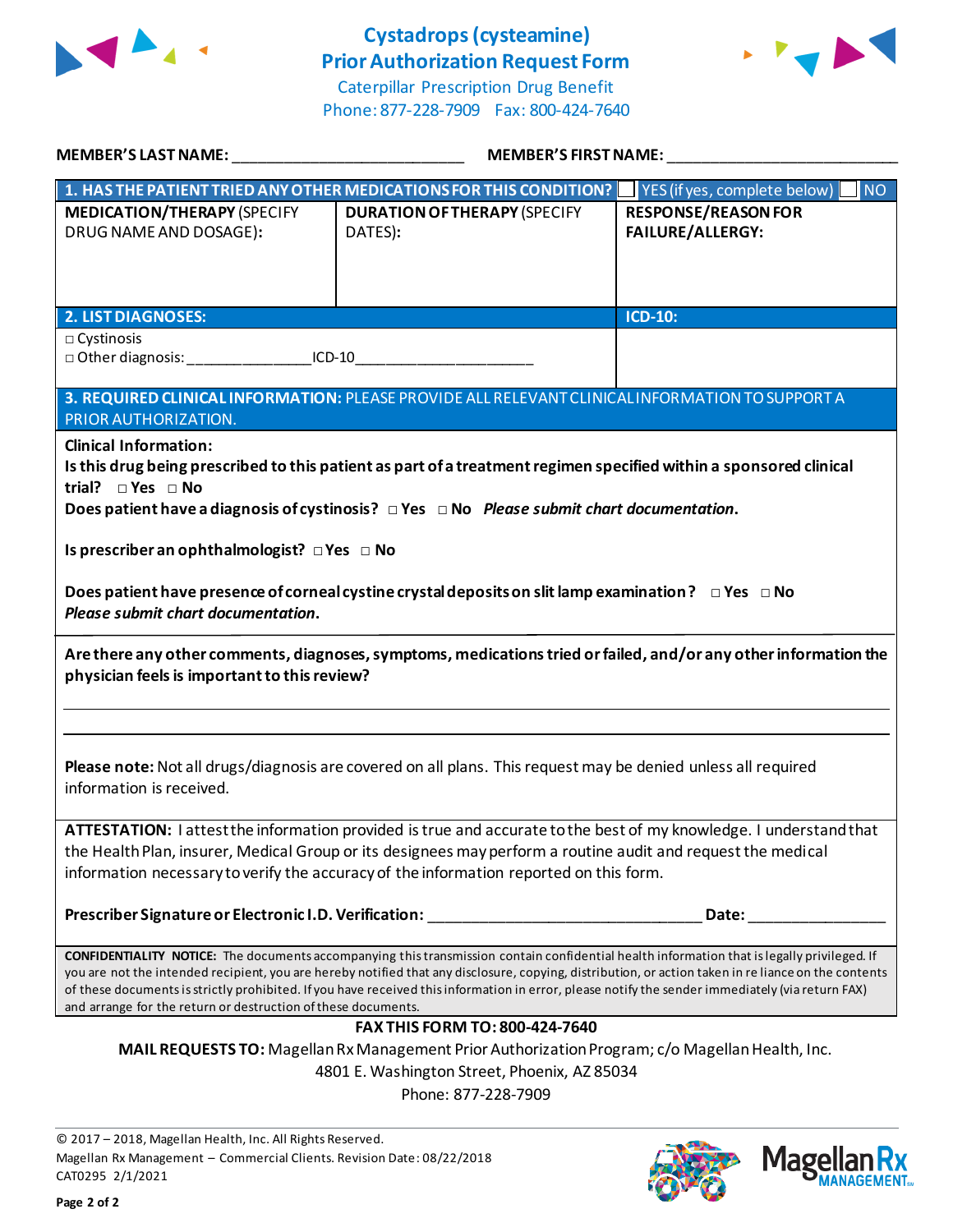# Cystadrops (cysteamine) Prior Authorization Request Form

Caterpillar Prescription Drug Benefit
Phone: 877-228-7909 Fax: 800-424-7640

**MEMBER'S LAST NAME:** ___________________________ **MEMBER'S FIRST NAME:** ___________________________

| **1. HAS THE PATIENT TRIED ANY OTHER MEDICATIONS FOR THIS CONDITION?** | | ☐ YES (if yes, complete below) ☐ NO |
|---|---|---|
| **MEDICATION/THERAPY** (SPECIFY DRUG NAME AND DOSAGE): | **DURATION OF THERAPY** (SPECIFY DATES): | **RESPONSE/REASON FOR FAILURE/ALLERGY:** |
| | | |

| **2. LIST DIAGNOSES:** | **ICD-10:** |
|---|---|
| □ Cystinosis<br>□ Other diagnosis: _______________ICD-10_____________________ | |

**3. REQUIRED CLINICAL INFORMATION:** PLEASE PROVIDE ALL RELEVANT CLINICAL INFORMATION TO SUPPORT A PRIOR AUTHORIZATION.

**Clinical Information:**

**Is this drug being prescribed to this patient as part of a treatment regimen specified within a sponsored clinical trial?** □ **Yes** □ **No**

**Does patient have a diagnosis of cystinosis?** □ **Yes** □ **No** ***Please submit chart documentation.***

**Is prescriber an ophthalmologist?** □ **Yes** □ **No**

**Does patient have presence of corneal cystine crystal deposits on slit lamp examination?** □ **Yes** □ **No**
***Please submit chart documentation.***

**Are there any other comments, diagnoses, symptoms, medications tried or failed, and/or any other information the physician feels is important to this review?**

_______________________________________________________________

_______________________________________________________________

**Please note:** Not all drugs/diagnosis are covered on all plans. This request may be denied unless all required information is received.

**ATTESTATION:** I attest the information provided is true and accurate to the best of my knowledge. I understand that the Health Plan, insurer, Medical Group or its designees may perform a routine audit and request the medical information necessary to verify the accuracy of the information reported on this form.

**Prescriber Signature or Electronic I.D. Verification:** _________________________________ **Date:** ________________

**CONFIDENTIALITY NOTICE:** The documents accompanying this transmission contain confidential health information that is legally privileged. If you are not the intended recipient, you are hereby notified that any disclosure, copying, distribution, or action taken in reliance on the contents of these documents is strictly prohibited. If you have received this information in error, please notify the sender immediately (via return FAX) and arrange for the return or destruction of these documents.

**FAX THIS FORM TO: 800-424-7640**

**MAIL REQUESTS TO:** Magellan Rx Management Prior Authorization Program; c/o Magellan Health, Inc.
4801 E. Washington Street, Phoenix, AZ 85034
Phone: 877-228-7909

© 2017 – 2018, Magellan Health, Inc. All Rights Reserved.
Magellan Rx Management – Commercial Clients. Revision Date: 08/22/2018
CAT0295 2/1/2021